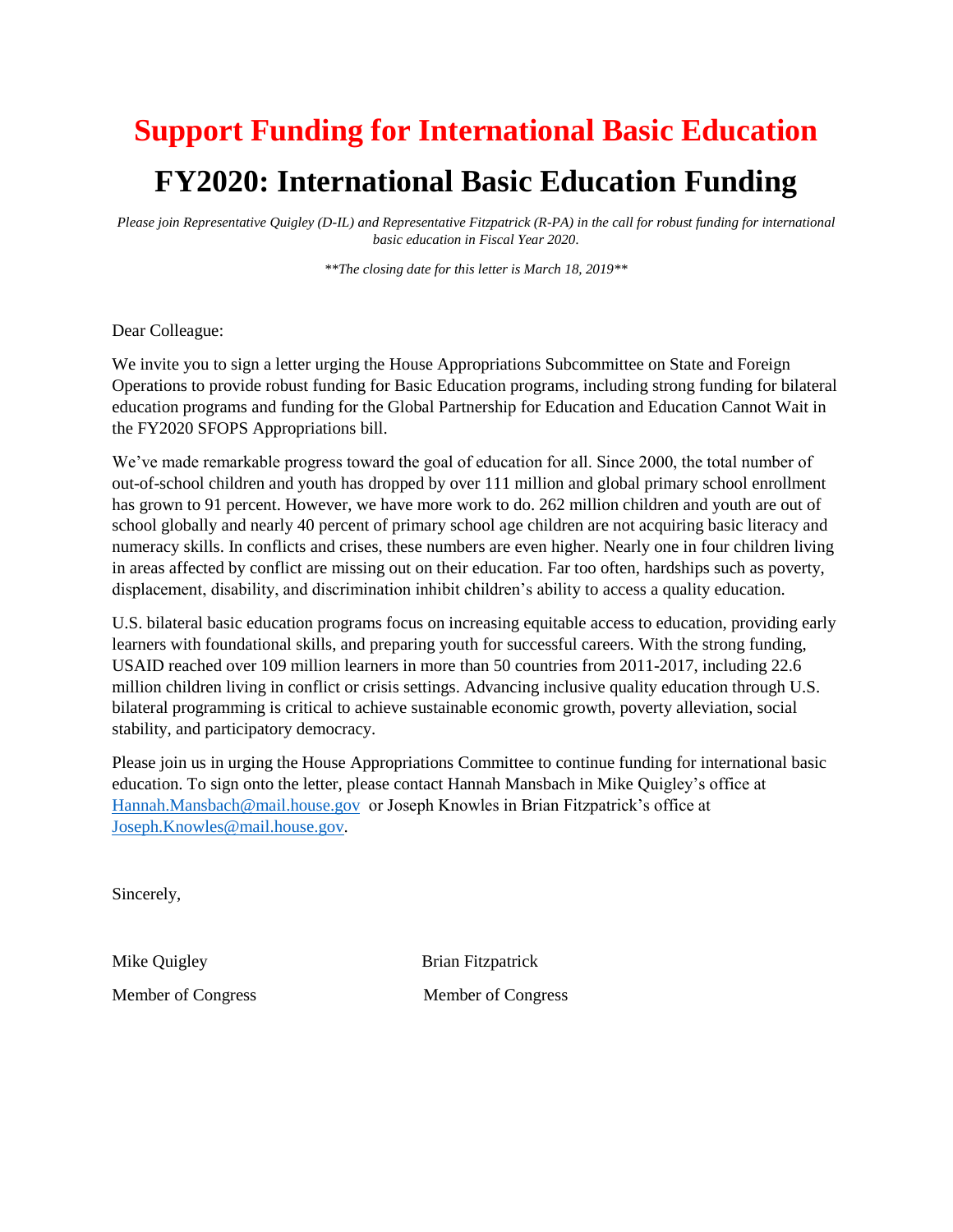# Support Funding for International Basic Education

# FY2020: International Basic Education Funding

*Please join Representative Quigley (D-IL) and Representative Fitzpatrick (R-PA) in the call for robust funding for international basic education in Fiscal Year 2020.*

***The closing date for this letter is March 18, 2019***

Dear Colleague:

We invite you to sign a letter urging the House Appropriations Subcommittee on State and Foreign Operations to provide robust funding for Basic Education programs, including strong funding for bilateral education programs and funding for the Global Partnership for Education and Education Cannot Wait in the FY2020 SFOPS Appropriations bill.

We've made remarkable progress toward the goal of education for all. Since 2000, the total number of out-of-school children and youth has dropped by over 111 million and global primary school enrollment has grown to 91 percent. However, we have more work to do. 262 million children and youth are out of school globally and nearly 40 percent of primary school age children are not acquiring basic literacy and numeracy skills. In conflicts and crises, these numbers are even higher. Nearly one in four children living in areas affected by conflict are missing out on their education. Far too often, hardships such as poverty, displacement, disability, and discrimination inhibit children's ability to access a quality education.

U.S. bilateral basic education programs focus on increasing equitable access to education, providing early learners with foundational skills, and preparing youth for successful careers. With the strong funding, USAID reached over 109 million learners in more than 50 countries from 2011-2017, including 22.6 million children living in conflict or crisis settings. Advancing inclusive quality education through U.S. bilateral programming is critical to achieve sustainable economic growth, poverty alleviation, social stability, and participatory democracy.

Please join us in urging the House Appropriations Committee to continue funding for international basic education. To sign onto the letter, please contact Hannah Mansbach in Mike Quigley's office at Hannah.Mansbach@mail.house.gov or Joseph Knowles in Brian Fitzpatrick's office at Joseph.Knowles@mail.house.gov.

Sincerely,

Mike Quigley
Member of Congress

Brian Fitzpatrick
Member of Congress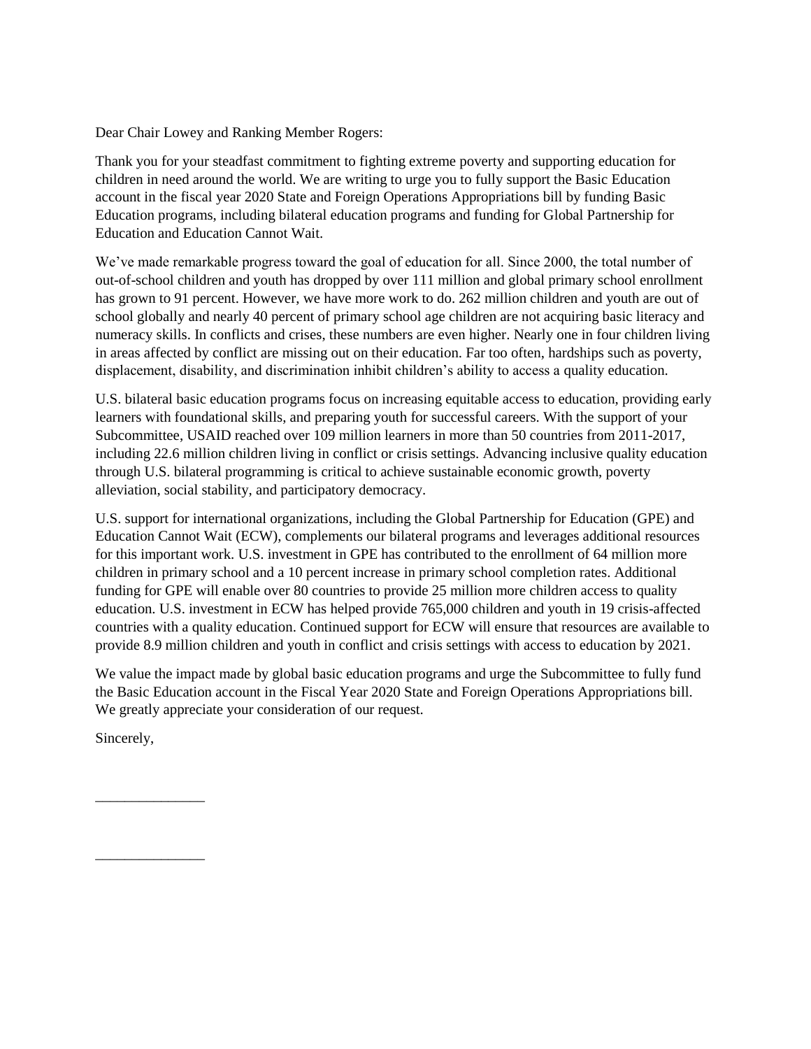Dear Chair Lowey and Ranking Member Rogers:

Thank you for your steadfast commitment to fighting extreme poverty and supporting education for children in need around the world. We are writing to urge you to fully support the Basic Education account in the fiscal year 2020 State and Foreign Operations Appropriations bill by funding Basic Education programs, including bilateral education programs and funding for Global Partnership for Education and Education Cannot Wait.

We've made remarkable progress toward the goal of education for all. Since 2000, the total number of out-of-school children and youth has dropped by over 111 million and global primary school enrollment has grown to 91 percent. However, we have more work to do. 262 million children and youth are out of school globally and nearly 40 percent of primary school age children are not acquiring basic literacy and numeracy skills. In conflicts and crises, these numbers are even higher. Nearly one in four children living in areas affected by conflict are missing out on their education. Far too often, hardships such as poverty, displacement, disability, and discrimination inhibit children's ability to access a quality education.

U.S. bilateral basic education programs focus on increasing equitable access to education, providing early learners with foundational skills, and preparing youth for successful careers. With the support of your Subcommittee, USAID reached over 109 million learners in more than 50 countries from 2011-2017, including 22.6 million children living in conflict or crisis settings. Advancing inclusive quality education through U.S. bilateral programming is critical to achieve sustainable economic growth, poverty alleviation, social stability, and participatory democracy.

U.S. support for international organizations, including the Global Partnership for Education (GPE) and Education Cannot Wait (ECW), complements our bilateral programs and leverages additional resources for this important work. U.S. investment in GPE has contributed to the enrollment of 64 million more children in primary school and a 10 percent increase in primary school completion rates. Additional funding for GPE will enable over 80 countries to provide 25 million more children access to quality education. U.S. investment in ECW has helped provide 765,000 children and youth in 19 crisis-affected countries with a quality education. Continued support for ECW will ensure that resources are available to provide 8.9 million children and youth in conflict and crisis settings with access to education by 2021.

We value the impact made by global basic education programs and urge the Subcommittee to fully fund the Basic Education account in the Fiscal Year 2020 State and Foreign Operations Appropriations bill. We greatly appreciate your consideration of our request.

Sincerely,

_______________

_______________